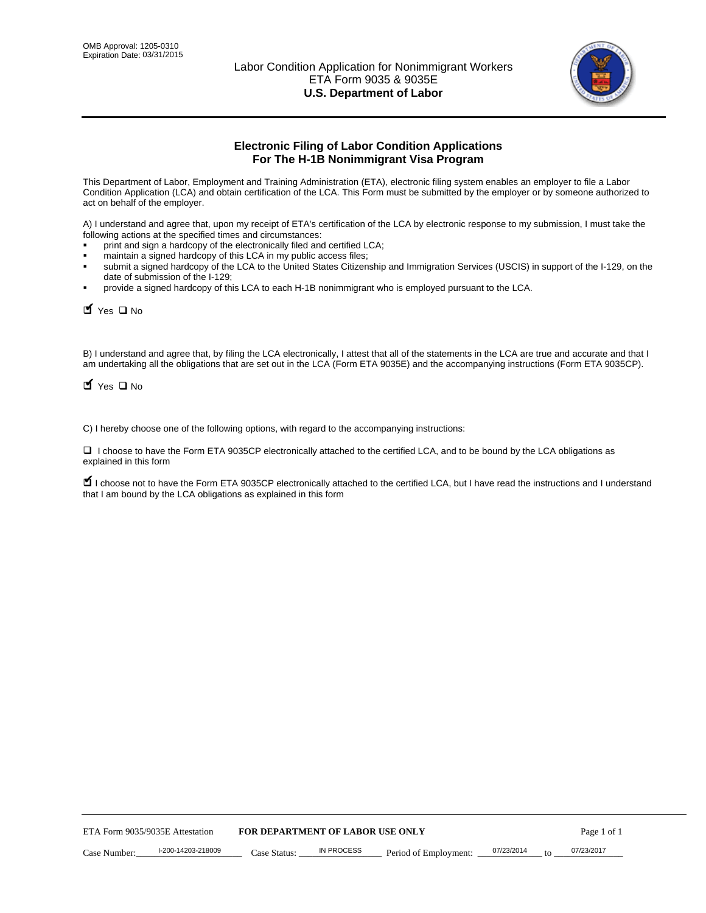OMB Approval: 1205-0310
Expiration Date: 03/31/2015

Labor Condition Application for Nonimmigrant Workers
ETA Form 9035 & 9035E
**U.S. Department of Labor**

## Electronic Filing of Labor Condition Applications For The H-1B Nonimmigrant Visa Program

This Department of Labor, Employment and Training Administration (ETA), electronic filing system enables an employer to file a Labor Condition Application (LCA) and obtain certification of the LCA. This Form must be submitted by the employer or by someone authorized to act on behalf of the employer.

A) I understand and agree that, upon my receipt of ETA's certification of the LCA by electronic response to my submission, I must take the following actions at the specified times and circumstances:

- print and sign a hardcopy of the electronically filed and certified LCA;
- maintain a signed hardcopy of this LCA in my public access files;
- submit a signed hardcopy of the LCA to the United States Citizenship and Immigration Services (USCIS) in support of the I-129, on the date of submission of the I-129;
- provide a signed hardcopy of this LCA to each H-1B nonimmigrant who is employed pursuant to the LCA.

☑ Yes ☐ No

B) I understand and agree that, by filing the LCA electronically, I attest that all of the statements in the LCA are true and accurate and that I am undertaking all the obligations that are set out in the LCA (Form ETA 9035E) and the accompanying instructions (Form ETA 9035CP).

☑ Yes ☐ No

C) I hereby choose one of the following options, with regard to the accompanying instructions:

☐ I choose to have the Form ETA 9035CP electronically attached to the certified LCA, and to be bound by the LCA obligations as explained in this form

☑ I choose not to have the Form ETA 9035CP electronically attached to the certified LCA, but I have read the instructions and I understand that I am bound by the LCA obligations as explained in this form

ETA Form 9035/9035E Attestation **FOR DEPARTMENT OF LABOR USE ONLY**

Case Number: I-200-14203-218009 Case Status: IN PROCESS Period of Employment: 07/23/2014 to 07/23/2017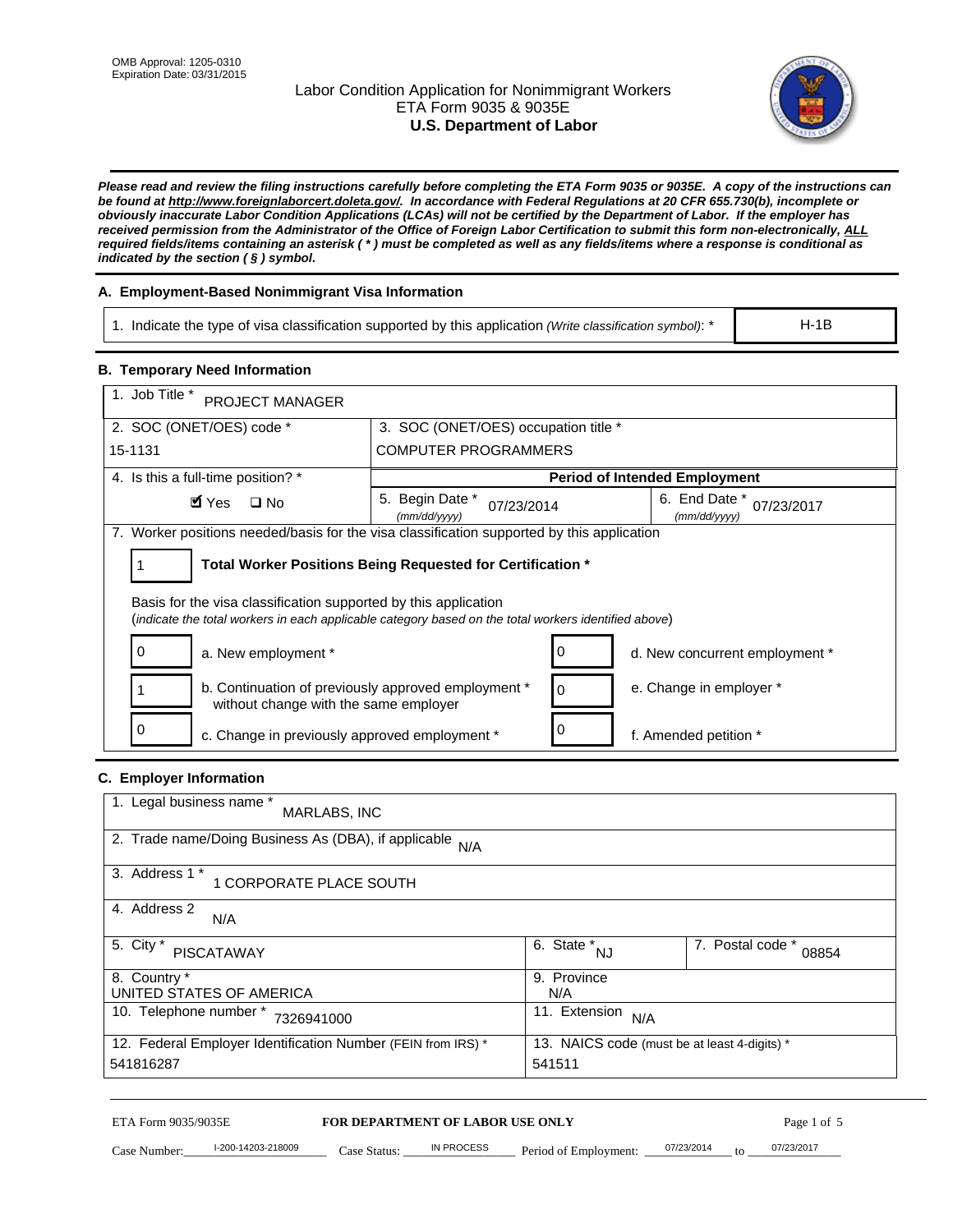OMB Approval: 1205-0310
Expiration Date: 03/31/2015

# Labor Condition Application for Nonimmigrant Workers
## ETA Form 9035 & 9035E
## U.S. Department of Labor

***Please read and review the filing instructions carefully before completing the ETA Form 9035 or 9035E. A copy of the instructions can be found at http://www.foreignlaborcert.doleta.gov/. In accordance with Federal Regulations at 20 CFR 655.730(b), incomplete or obviously inaccurate Labor Condition Applications (LCAs) will not be certified by the Department of Labor. If the employer has received permission from the Administrator of the Office of Foreign Labor Certification to submit this form non-electronically, ALL required fields/items containing an asterisk ( * ) must be completed as well as any fields/items where a response is conditional as indicated by the section ( § ) symbol.***

### A. Employment-Based Nonimmigrant Visa Information

| 1. Indicate the type of visa classification supported by this application *(Write classification symbol)*: * | H-1B |
|---|---|

### B. Temporary Need Information

| 1. Job Title * PROJECT MANAGER | | |
|---|---|---|
| 2. SOC (ONET/OES) code * 15-1131 | 3. SOC (ONET/OES) occupation title * COMPUTER PROGRAMMERS | |
| 4. Is this a full-time position? * ☑ Yes ☐ No | **Period of Intended Employment** | |
| | 5. Begin Date * *(mm/dd/yyyy)* 07/23/2014 | 6. End Date * *(mm/dd/yyyy)* 07/23/2017 |

7. Worker positions needed/basis for the visa classification supported by this application

1 — **Total Worker Positions Being Requested for Certification ***

Basis for the visa classification supported by this application
(*indicate the total workers in each applicable category based on the total workers identified above*)

| Count | Category | Count | Category |
|---|---|---|---|
| 0 | a. New employment * | 0 | d. New concurrent employment * |
| 1 | b. Continuation of previously approved employment * without change with the same employer | 0 | e. Change in employer * |
| 0 | c. Change in previously approved employment * | 0 | f. Amended petition * |

### C. Employer Information

| 1. Legal business name * MARLABS, INC | | |
|---|---|---|
| 2. Trade name/Doing Business As (DBA), if applicable N/A | | |
| 3. Address 1 * 1 CORPORATE PLACE SOUTH | | |
| 4. Address 2 N/A | | |
| 5. City * PISCATAWAY | 6. State * NJ | 7. Postal code * 08854 |
| 8. Country * UNITED STATES OF AMERICA | 9. Province N/A | |
| 10. Telephone number * 7326941000 | 11. Extension N/A | |
| 12. Federal Employer Identification Number (FEIN from IRS) * 541816287 | 13. NAICS code (must be at least 4-digits) * 541511 | |

ETA Form 9035/9035E — **FOR DEPARTMENT OF LABOR USE ONLY**

Case Number: I-200-14203-218009 Case Status: IN PROCESS Period of Employment: 07/23/2014 to 07/23/2017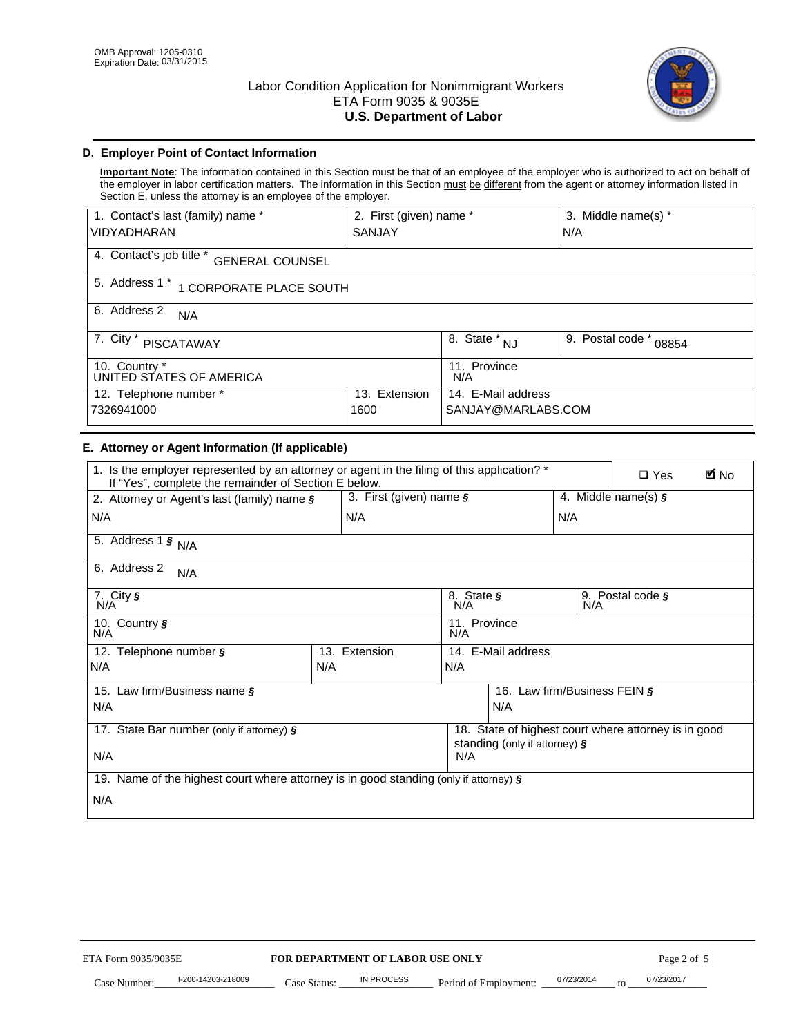OMB Approval: 1205-0310
Expiration Date: 03/31/2015

# Labor Condition Application for Nonimmigrant Workers
ETA Form 9035 & 9035E
**U.S. Department of Labor**

## D. Employer Point of Contact Information

**Important Note**: The information contained in this Section must be that of an employee of the employer who is authorized to act on behalf of the employer in labor certification matters. The information in this Section must be different from the agent or attorney information listed in Section E, unless the attorney is an employee of the employer.

| 1. Contact's last (family) name * | 2. First (given) name * | 3. Middle name(s) * |
|---|---|---|
| VIDYADHARAN | SANJAY | N/A |

| 4. Contact's job title * GENERAL COUNSEL |
|---|
| 5. Address 1 * 1 CORPORATE PLACE SOUTH |
| 6. Address 2 N/A |

| 7. City * PISCATAWAY | 8. State * NJ | 9. Postal code * 08854 |
|---|---|---|
| 10. Country * UNITED STATES OF AMERICA | 11. Province N/A | |

| 12. Telephone number * | 13. Extension | 14. E-Mail address |
|---|---|---|
| 7326941000 | 1600 | SANJAY@MARLABS.COM |

## E. Attorney or Agent Information (If applicable)

1. Is the employer represented by an attorney or agent in the filing of this application? * If "Yes", complete the remainder of Section E below. ☐ Yes ☑ No

| 2. Attorney or Agent's last (family) name § | 3. First (given) name § | 4. Middle name(s) § |
|---|---|---|
| N/A | N/A | N/A |

| 5. Address 1 § N/A |
|---|
| 6. Address 2 N/A |

| 7. City § N/A | 8. State § N/A | 9. Postal code § N/A |
|---|---|---|
| 10. Country § N/A | 11. Province N/A | |

| 12. Telephone number § | 13. Extension | 14. E-Mail address |
|---|---|---|
| N/A | N/A | N/A |

| 15. Law firm/Business name § | 16. Law firm/Business FEIN § |
|---|---|
| N/A | N/A |

| 17. State Bar number (only if attorney) § | 18. State of highest court where attorney is in good standing (only if attorney) § |
|---|---|
| N/A | N/A |

| 19. Name of the highest court where attorney is in good standing (only if attorney) § |
|---|
| N/A |

ETA Form 9035/9035E **FOR DEPARTMENT OF LABOR USE ONLY**

Case Number: I-200-14203-218009 Case Status: IN PROCESS Period of Employment: 07/23/2014 to 07/23/2017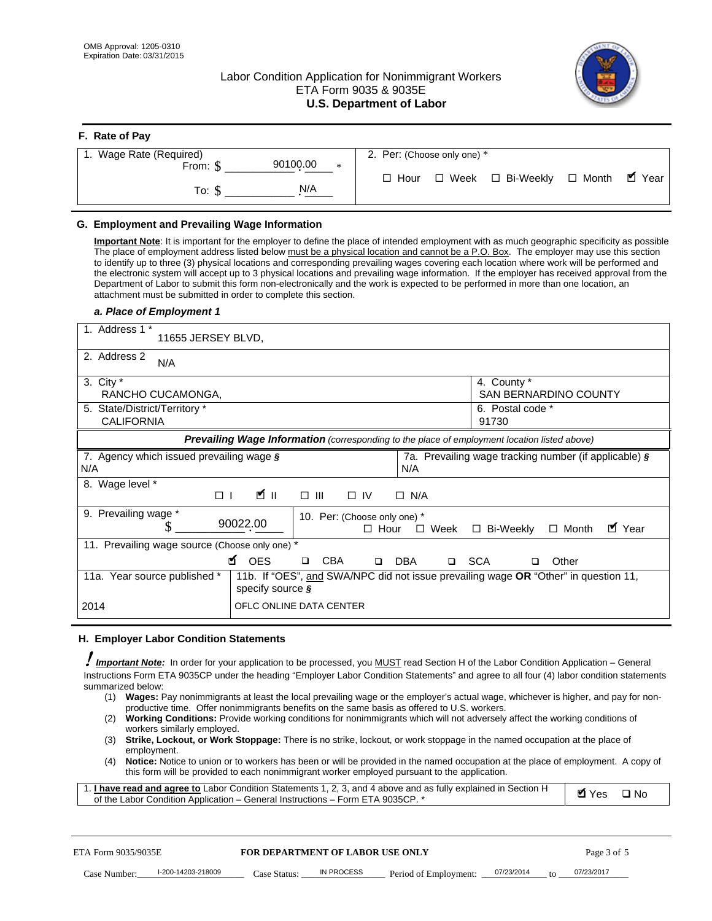OMB Approval: 1205-0310
Expiration Date: 03/31/2015

# Labor Condition Application for Nonimmigrant Workers
ETA Form 9035 & 9035E
**U.S. Department of Labor**

## F. Rate of Pay

| 1. Wage Rate (Required) | 2. Per: (Choose only one) * |
|---|---|
| From: $ 90100.00 * | ☐ Hour ☐ Week ☐ Bi-Weekly ☐ Month ☑ Year |
| To: $ N/A | |

## G. Employment and Prevailing Wage Information

**Important Note**: It is important for the employer to define the place of intended employment with as much geographic specificity as possible The place of employment address listed below must be a physical location and cannot be a P.O. Box. The employer may use this section to identify up to three (3) physical locations and corresponding prevailing wages covering each location where work will be performed and the electronic system will accept up to 3 physical locations and prevailing wage information. If the employer has received approval from the Department of Labor to submit this form non-electronically and the work is expected to be performed in more than one location, an attachment must be submitted in order to complete this section.

### *a. Place of Employment 1*

| | |
|---|---|
| 1. Address 1 * 11655 JERSEY BLVD, | |
| 2. Address 2 N/A | |
| 3. City * RANCHO CUCAMONGA, | 4. County * SAN BERNARDINO COUNTY |
| 5. State/District/Territory * CALIFORNIA | 6. Postal code * 91730 |

***Prevailing Wage Information*** *(corresponding to the place of employment location listed above)*

| | |
|---|---|
| 7. Agency which issued prevailing wage § N/A | 7a. Prevailing wage tracking number (if applicable) § N/A |
| 8. Wage level * ☐ I ☑ II ☐ III ☐ IV ☐ N/A | |
| 9. Prevailing wage * $ 90022.00 | 10. Per: (Choose only one) * ☐ Hour ☐ Week ☐ Bi-Weekly ☐ Month ☑ Year |
| 11. Prevailing wage source (Choose only one) * ☑ OES ☐ CBA ☐ DBA ☐ SCA ☐ Other | |
| 11a. Year source published * 2014 | 11b. If "OES", and SWA/NPC did not issue prevailing wage **OR** "Other" in question 11, specify source § OFLC ONLINE DATA CENTER |

## H. Employer Labor Condition Statements

***Important Note:*** In order for your application to be processed, you MUST read Section H of the Labor Condition Application – General Instructions Form ETA 9035CP under the heading "Employer Labor Condition Statements" and agree to all four (4) labor condition statements summarized below:

(1) **Wages:** Pay nonimmigrants at least the local prevailing wage or the employer's actual wage, whichever is higher, and pay for non-productive time. Offer nonimmigrants benefits on the same basis as offered to U.S. workers.
(2) **Working Conditions:** Provide working conditions for nonimmigrants which will not adversely affect the working conditions of workers similarly employed.
(3) **Strike, Lockout, or Work Stoppage:** There is no strike, lockout, or work stoppage in the named occupation at the place of employment.
(4) **Notice:** Notice to union or to workers has been or will be provided in the named occupation at the place of employment. A copy of this form will be provided to each nonimmigrant worker employed pursuant to the application.

| | |
|---|---|
| 1. **I have read and agree to** Labor Condition Statements 1, 2, 3, and 4 above and as fully explained in Section H of the Labor Condition Application – General Instructions – Form ETA 9035CP. * | ☑ Yes ☐ No |

ETA Form 9035/9035E — **FOR DEPARTMENT OF LABOR USE ONLY**

Case Number: I-200-14203-218009 Case Status: IN PROCESS Period of Employment: 07/23/2014 to 07/23/2017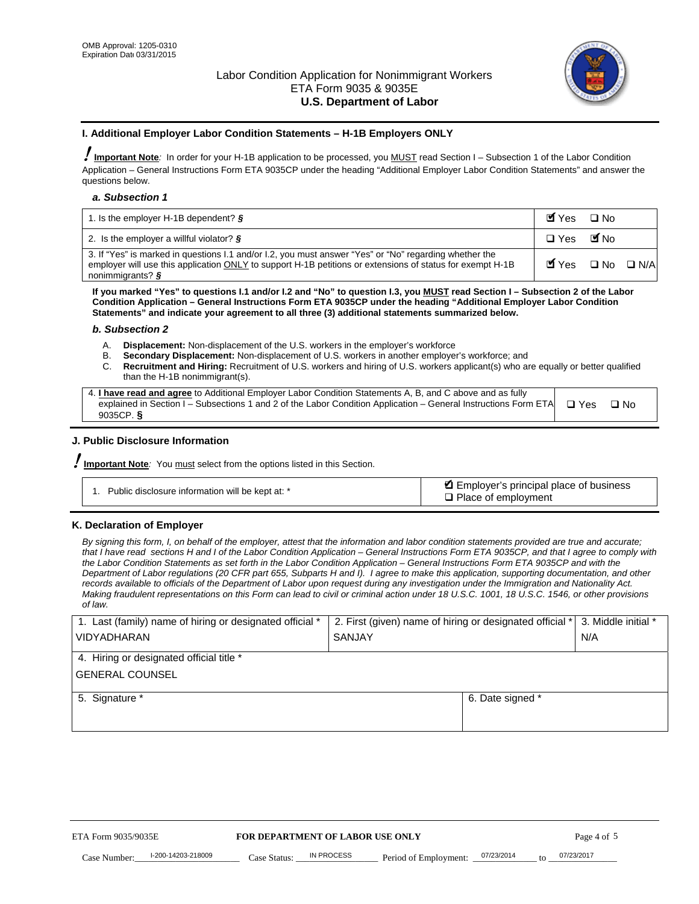OMB Approval: 1205-0310
Expiration Date 03/31/2015

# Labor Condition Application for Nonimmigrant Workers
ETA Form 9035 & 9035E
**U.S. Department of Labor**

## I. Additional Employer Labor Condition Statements – H-1B Employers ONLY

**Important Note**: In order for your H-1B application to be processed, you MUST read Section I – Subsection 1 of the Labor Condition Application – General Instructions Form ETA 9035CP under the heading "Additional Employer Labor Condition Statements" and answer the questions below.

### *a. Subsection 1*

| | |
|---|---|
| 1. Is the employer H-1B dependent? § | ☑ Yes ☐ No |
| 2. Is the employer a willful violator? § | ☐ Yes ☑ No |
| 3. If "Yes" is marked in questions I.1 and/or I.2, you must answer "Yes" or "No" regarding whether the employer will use this application ONLY to support H-1B petitions or extensions of status for exempt H-1B nonimmigrants? § | ☑ Yes ☐ No ☐ N/A |

**If you marked "Yes" to questions I.1 and/or I.2 and "No" to question I.3, you MUST read Section I – Subsection 2 of the Labor Condition Application – General Instructions Form ETA 9035CP under the heading "Additional Employer Labor Condition Statements" and indicate your agreement to all three (3) additional statements summarized below.**

### *b. Subsection 2*

A. **Displacement:** Non-displacement of the U.S. workers in the employer's workforce
B. **Secondary Displacement:** Non-displacement of U.S. workers in another employer's workforce; and
C. **Recruitment and Hiring:** Recruitment of U.S. workers and hiring of U.S. workers applicant(s) who are equally or better qualified than the H-1B nonimmigrant(s).

| | |
|---|---|
| 4. **I have read and agree** to Additional Employer Labor Condition Statements A, B, and C above and as fully explained in Section I – Subsections 1 and 2 of the Labor Condition Application – General Instructions Form ETA 9035CP. § | ☐ Yes ☐ No |

## J. Public Disclosure Information

**Important Note**: You must select from the options listed in this Section.

| | |
|---|---|
| 1. Public disclosure information will be kept at: * | ☑ Employer's principal place of business<br>☐ Place of employment |

## K. Declaration of Employer

*By signing this form, I, on behalf of the employer, attest that the information and labor condition statements provided are true and accurate; that I have read sections H and I of the Labor Condition Application – General Instructions Form ETA 9035CP, and that I agree to comply with the Labor Condition Statements as set forth in the Labor Condition Application – General Instructions Form ETA 9035CP and with the Department of Labor regulations (20 CFR part 655, Subparts H and I). I agree to make this application, supporting documentation, and other records available to officials of the Department of Labor upon request during any investigation under the Immigration and Nationality Act. Making fraudulent representations on this Form can lead to civil or criminal action under 18 U.S.C. 1001, 18 U.S.C. 1546, or other provisions of law.*

| 1. Last (family) name of hiring or designated official * | 2. First (given) name of hiring or designated official * | 3. Middle initial * |
|---|---|---|
| VIDYADHARAN | SANJAY | N/A |
| 4. Hiring or designated official title * | | |
| GENERAL COUNSEL | | |
| 5. Signature * | 6. Date signed * | |
| | | |

ETA Form 9035/9035E — **FOR DEPARTMENT OF LABOR USE ONLY**

Case Number: I-200-14203-218009 Case Status: IN PROCESS Period of Employment: 07/23/2014 to 07/23/2017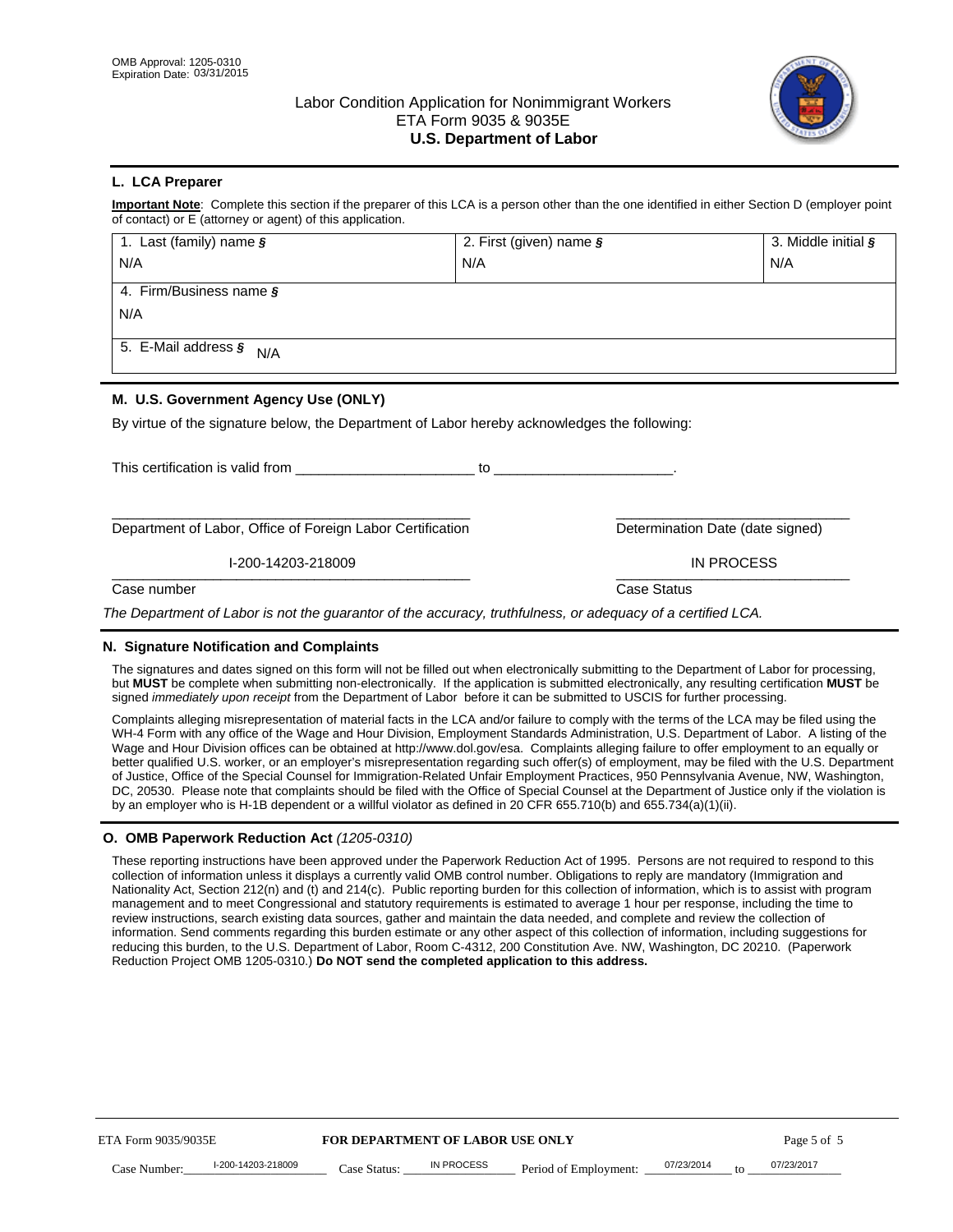OMB Approval: 1205-0310
Expiration Date: 03/31/2015

Labor Condition Application for Nonimmigrant Workers
ETA Form 9035 & 9035E
**U.S. Department of Labor**

## L. LCA Preparer

**Important Note**: Complete this section if the preparer of this LCA is a person other than the one identified in either Section D (employer point of contact) or E (attorney or agent) of this application.

| 1. Last (family) name § | 2. First (given) name § | 3. Middle initial § |
|---|---|---|
| N/A | N/A | N/A |
| 4. Firm/Business name § | | |
| N/A | | |
| 5. E-Mail address § N/A | | |

## M. U.S. Government Agency Use (ONLY)

By virtue of the signature below, the Department of Labor hereby acknowledges the following:

This certification is valid from \_\_\_\_\_\_\_\_\_\_\_\_\_\_\_\_\_\_\_\_\_\_ to \_\_\_\_\_\_\_\_\_\_\_\_\_\_\_\_\_\_\_\_\_\_.

Department of Labor, Office of Foreign Labor Certification — Determination Date (date signed)

I-200-14203-218009 — IN PROCESS

Case number — Case Status

*The Department of Labor is not the guarantor of the accuracy, truthfulness, or adequacy of a certified LCA.*

## N. Signature Notification and Complaints

The signatures and dates signed on this form will not be filled out when electronically submitting to the Department of Labor for processing, but **MUST** be complete when submitting non-electronically. If the application is submitted electronically, any resulting certification **MUST** be signed *immediately upon receipt* from the Department of Labor before it can be submitted to USCIS for further processing.

Complaints alleging misrepresentation of material facts in the LCA and/or failure to comply with the terms of the LCA may be filed using the WH-4 Form with any office of the Wage and Hour Division, Employment Standards Administration, U.S. Department of Labor. A listing of the Wage and Hour Division offices can be obtained at http://www.dol.gov/esa. Complaints alleging failure to offer employment to an equally or better qualified U.S. worker, or an employer's misrepresentation regarding such offer(s) of employment, may be filed with the U.S. Department of Justice, Office of the Special Counsel for Immigration-Related Unfair Employment Practices, 950 Pennsylvania Avenue, NW, Washington, DC, 20530. Please note that complaints should be filed with the Office of Special Counsel at the Department of Justice only if the violation is by an employer who is H-1B dependent or a willful violator as defined in 20 CFR 655.710(b) and 655.734(a)(1)(ii).

## O. OMB Paperwork Reduction Act *(1205-0310)*

These reporting instructions have been approved under the Paperwork Reduction Act of 1995. Persons are not required to respond to this collection of information unless it displays a currently valid OMB control number. Obligations to reply are mandatory (Immigration and Nationality Act, Section 212(n) and (t) and 214(c). Public reporting burden for this collection of information, which is to assist with program management and to meet Congressional and statutory requirements is estimated to average 1 hour per response, including the time to review instructions, search existing data sources, gather and maintain the data needed, and complete and review the collection of information. Send comments regarding this burden estimate or any other aspect of this collection of information, including suggestions for reducing this burden, to the U.S. Department of Labor, Room C-4312, 200 Constitution Ave. NW, Washington, DC 20210. (Paperwork Reduction Project OMB 1205-0310.) **Do NOT send the completed application to this address.**

ETA Form 9035/9035E — **FOR DEPARTMENT OF LABOR USE ONLY**

Case Number: I-200-14203-218009 Case Status: IN PROCESS Period of Employment: 07/23/2014 to 07/23/2017